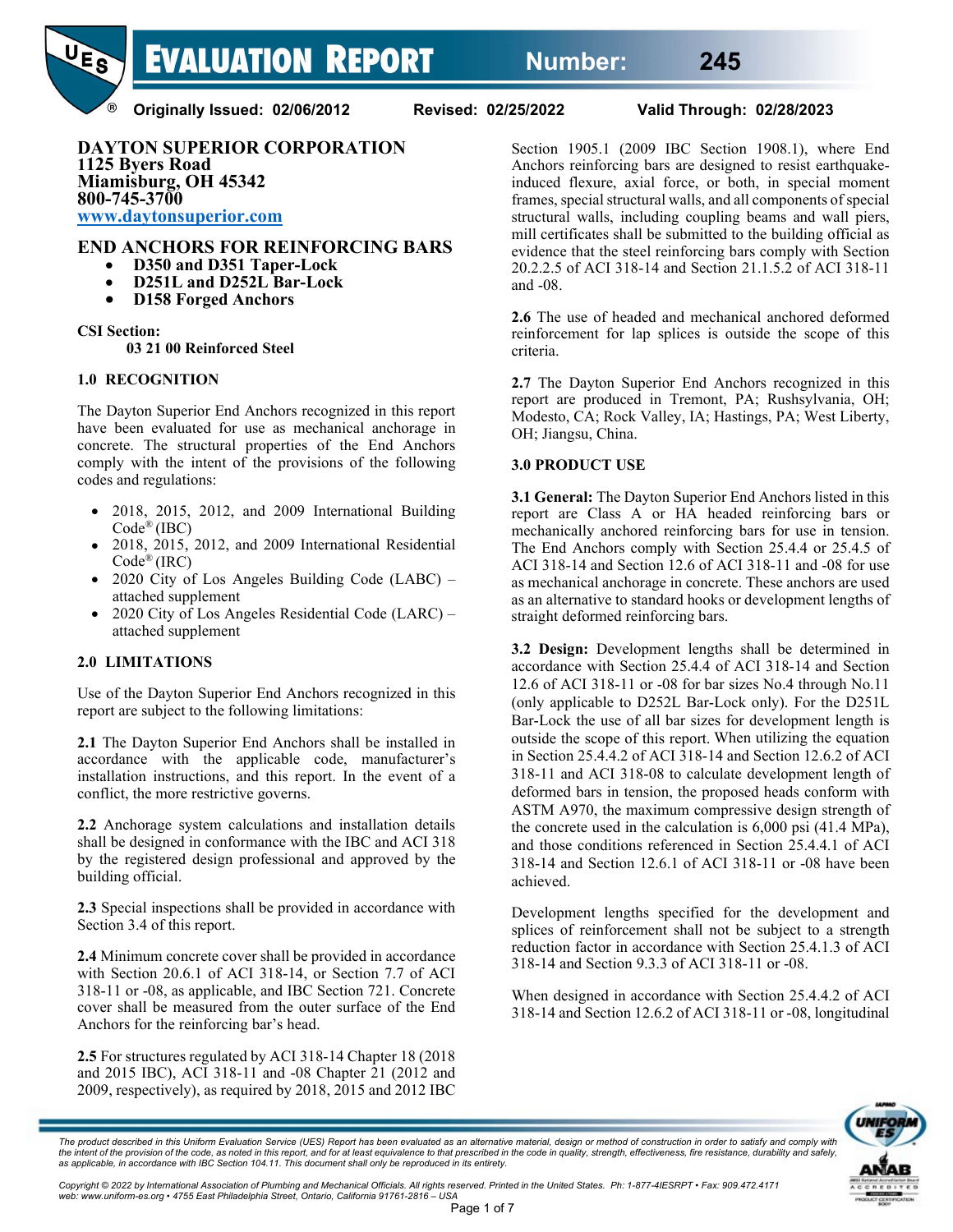# EVALUATION REPORT Number: 245

**Originally Issued: 02/06/2012 Revised: 02/25/2022 Valid Through: 02/28/2023**

**DAYTON SUPERIOR CORPORATION**
**1125 Byers Road**
**Miamisburg, OH 45342**
**800-745-3700**
**[www.daytonsuperior.com](http://www.daytonsuperior.com)**

## END ANCHORS FOR REINFORCING BARS

- **D350 and D351 Taper-Lock**
- **D251L and D252L Bar-Lock**
- **D158 Forged Anchors**

**CSI Section:**
**03 21 00 Reinforced Steel**

### 1.0 RECOGNITION

The Dayton Superior End Anchors recognized in this report have been evaluated for use as mechanical anchorage in concrete. The structural properties of the End Anchors comply with the intent of the provisions of the following codes and regulations:

- 2018, 2015, 2012, and 2009 International Building Code® (IBC)
- 2018, 2015, 2012, and 2009 International Residential Code® (IRC)
- 2020 City of Los Angeles Building Code (LABC) – attached supplement
- 2020 City of Los Angeles Residential Code (LARC) – attached supplement

### 2.0 LIMITATIONS

Use of the Dayton Superior End Anchors recognized in this report are subject to the following limitations:

**2.1** The Dayton Superior End Anchors shall be installed in accordance with the applicable code, manufacturer's installation instructions, and this report. In the event of a conflict, the more restrictive governs.

**2.2** Anchorage system calculations and installation details shall be designed in conformance with the IBC and ACI 318 by the registered design professional and approved by the building official.

**2.3** Special inspections shall be provided in accordance with Section 3.4 of this report.

**2.4** Minimum concrete cover shall be provided in accordance with Section 20.6.1 of ACI 318-14, or Section 7.7 of ACI 318-11 or -08, as applicable, and IBC Section 721. Concrete cover shall be measured from the outer surface of the End Anchors for the reinforcing bar's head.

**2.5** For structures regulated by ACI 318-14 Chapter 18 (2018 and 2015 IBC), ACI 318-11 and -08 Chapter 21 (2012 and 2009, respectively), as required by 2018, 2015 and 2012 IBC Section 1905.1 (2009 IBC Section 1908.1), where End Anchors reinforcing bars are designed to resist earthquake-induced flexure, axial force, or both, in special moment frames, special structural walls, and all components of special structural walls, including coupling beams and wall piers, mill certificates shall be submitted to the building official as evidence that the steel reinforcing bars comply with Section 20.2.2.5 of ACI 318-14 and Section 21.1.5.2 of ACI 318-11 and -08.

**2.6** The use of headed and mechanical anchored deformed reinforcement for lap splices is outside the scope of this criteria.

**2.7** The Dayton Superior End Anchors recognized in this report are produced in Tremont, PA; Rushsylvania, OH; Modesto, CA; Rock Valley, IA; Hastings, PA; West Liberty, OH; Jiangsu, China.

### 3.0 PRODUCT USE

**3.1 General:** The Dayton Superior End Anchors listed in this report are Class A or HA headed reinforcing bars or mechanically anchored reinforcing bars for use in tension. The End Anchors comply with Section 25.4.4 or 25.4.5 of ACI 318-14 and Section 12.6 of ACI 318-11 and -08 for use as mechanical anchorage in concrete. These anchors are used as an alternative to standard hooks or development lengths of straight deformed reinforcing bars.

**3.2 Design:** Development lengths shall be determined in accordance with Section 25.4.4 of ACI 318-14 and Section 12.6 of ACI 318-11 or -08 for bar sizes No.4 through No.11 (only applicable to D252L Bar-Lock only). For the D251L Bar-Lock the use of all bar sizes for development length is outside the scope of this report. When utilizing the equation in Section 25.4.4.2 of ACI 318-14 and Section 12.6.2 of ACI 318-11 and ACI 318-08 to calculate development length of deformed bars in tension, the proposed heads conform with ASTM A970, the maximum compressive design strength of the concrete used in the calculation is 6,000 psi (41.4 MPa), and those conditions referenced in Section 25.4.4.1 of ACI 318-14 and Section 12.6.1 of ACI 318-11 or -08 have been achieved.

Development lengths specified for the development and splices of reinforcement shall not be subject to a strength reduction factor in accordance with Section 25.4.1.3 of ACI 318-14 and Section 9.3.3 of ACI 318-11 or -08.

When designed in accordance with Section 25.4.4.2 of ACI 318-14 and Section 12.6.2 of ACI 318-11 or -08, longitudinal

*The product described in this Uniform Evaluation Service (UES) Report has been evaluated as an alternative material, design or method of construction in order to satisfy and comply with the intent of the provision of the code, as noted in this report, and for at least equivalence to that prescribed in the code in quality, strength, effectiveness, fire resistance, durability and safety, as applicable, in accordance with IBC Section 104.11. This document shall only be reproduced in its entirety.*

*Copyright © 2022 by International Association of Plumbing and Mechanical Officials. All rights reserved. Printed in the United States. Ph: 1-877-4IESRPT • Fax: 909.472.4171 web: www.uniform-es.org • 4755 East Philadelphia Street, Ontario, California 91761-2816 – USA*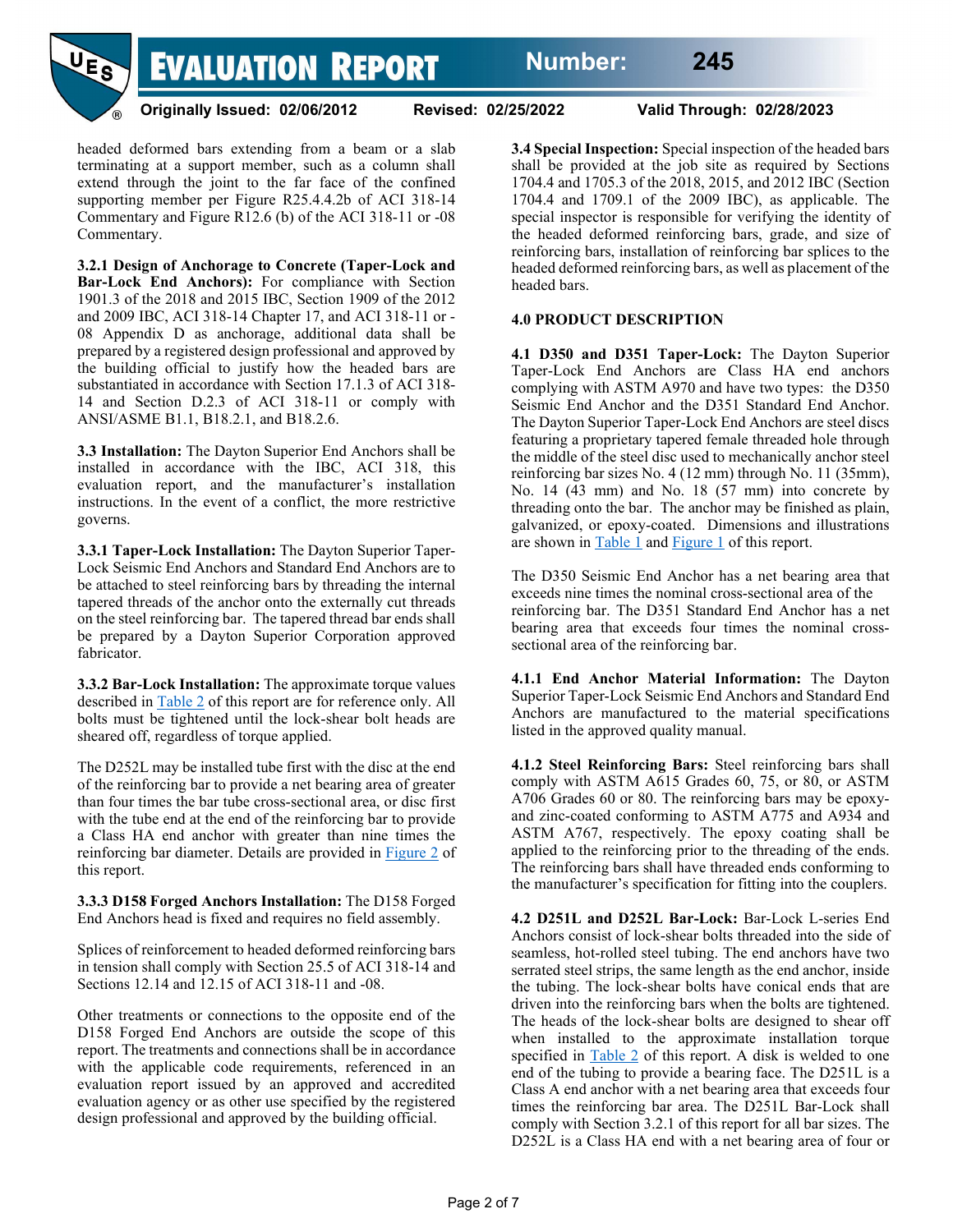headed deformed bars extending from a beam or a slab terminating at a support member, such as a column shall extend through the joint to the far face of the confined supporting member per Figure R25.4.4.2b of ACI 318-14 Commentary and Figure R12.6 (b) of the ACI 318-11 or -08 Commentary.

**3.2.1 Design of Anchorage to Concrete (Taper-Lock and Bar-Lock End Anchors):** For compliance with Section 1901.3 of the 2018 and 2015 IBC, Section 1909 of the 2012 and 2009 IBC, ACI 318-14 Chapter 17, and ACI 318-11 or -08 Appendix D as anchorage, additional data shall be prepared by a registered design professional and approved by the building official to justify how the headed bars are substantiated in accordance with Section 17.1.3 of ACI 318-14 and Section D.2.3 of ACI 318-11 or comply with ANSI/ASME B1.1, B18.2.1, and B18.2.6.

**3.3 Installation:** The Dayton Superior End Anchors shall be installed in accordance with the IBC, ACI 318, this evaluation report, and the manufacturer's installation instructions. In the event of a conflict, the more restrictive governs.

**3.3.1 Taper-Lock Installation:** The Dayton Superior Taper-Lock Seismic End Anchors and Standard End Anchors are to be attached to steel reinforcing bars by threading the internal tapered threads of the anchor onto the externally cut threads on the steel reinforcing bar. The tapered thread bar ends shall be prepared by a Dayton Superior Corporation approved fabricator.

**3.3.2 Bar-Lock Installation:** The approximate torque values described in Table 2 of this report are for reference only. All bolts must be tightened until the lock-shear bolt heads are sheared off, regardless of torque applied.

The D252L may be installed tube first with the disc at the end of the reinforcing bar to provide a net bearing area of greater than four times the bar tube cross-sectional area, or disc first with the tube end at the end of the reinforcing bar to provide a Class HA end anchor with greater than nine times the reinforcing bar diameter. Details are provided in Figure 2 of this report.

**3.3.3 D158 Forged Anchors Installation:** The D158 Forged End Anchors head is fixed and requires no field assembly.

Splices of reinforcement to headed deformed reinforcing bars in tension shall comply with Section 25.5 of ACI 318-14 and Sections 12.14 and 12.15 of ACI 318-11 and -08.

Other treatments or connections to the opposite end of the D158 Forged End Anchors are outside the scope of this report. The treatments and connections shall be in accordance with the applicable code requirements, referenced in an evaluation report issued by an approved and accredited evaluation agency or as other use specified by the registered design professional and approved by the building official.

**3.4 Special Inspection:** Special inspection of the headed bars shall be provided at the job site as required by Sections 1704.4 and 1705.3 of the 2018, 2015, and 2012 IBC (Section 1704.4 and 1709.1 of the 2009 IBC), as applicable. The special inspector is responsible for verifying the identity of the headed deformed reinforcing bars, grade, and size of reinforcing bars, installation of reinforcing bar splices to the headed deformed reinforcing bars, as well as placement of the headed bars.

## 4.0 PRODUCT DESCRIPTION

**4.1 D350 and D351 Taper-Lock:** The Dayton Superior Taper-Lock End Anchors are Class HA end anchors complying with ASTM A970 and have two types: the D350 Seismic End Anchor and the D351 Standard End Anchor. The Dayton Superior Taper-Lock End Anchors are steel discs featuring a proprietary tapered female threaded hole through the middle of the steel disc used to mechanically anchor steel reinforcing bar sizes No. 4 (12 mm) through No. 11 (35mm), No. 14 (43 mm) and No. 18 (57 mm) into concrete by threading onto the bar. The anchor may be finished as plain, galvanized, or epoxy-coated. Dimensions and illustrations are shown in Table 1 and Figure 1 of this report.

The D350 Seismic End Anchor has a net bearing area that exceeds nine times the nominal cross-sectional area of the reinforcing bar. The D351 Standard End Anchor has a net bearing area that exceeds four times the nominal cross-sectional area of the reinforcing bar.

**4.1.1 End Anchor Material Information:** The Dayton Superior Taper-Lock Seismic End Anchors and Standard End Anchors are manufactured to the material specifications listed in the approved quality manual.

**4.1.2 Steel Reinforcing Bars:** Steel reinforcing bars shall comply with ASTM A615 Grades 60, 75, or 80, or ASTM A706 Grades 60 or 80. The reinforcing bars may be epoxy- and zinc-coated conforming to ASTM A775 and A934 and ASTM A767, respectively. The epoxy coating shall be applied to the reinforcing prior to the threading of the ends. The reinforcing bars shall have threaded ends conforming to the manufacturer's specification for fitting into the couplers.

**4.2 D251L and D252L Bar-Lock:** Bar-Lock L-series End Anchors consist of lock-shear bolts threaded into the side of seamless, hot-rolled steel tubing. The end anchors have two serrated steel strips, the same length as the end anchor, inside the tubing. The lock-shear bolts have conical ends that are driven into the reinforcing bars when the bolts are tightened. The heads of the lock-shear bolts are designed to shear off when installed to the approximate installation torque specified in Table 2 of this report. A disk is welded to one end of the tubing to provide a bearing face. The D251L is a Class A end anchor with a net bearing area that exceeds four times the reinforcing bar area. The D251L Bar-Lock shall comply with Section 3.2.1 of this report for all bar sizes. The D252L is a Class HA end with a net bearing area of four or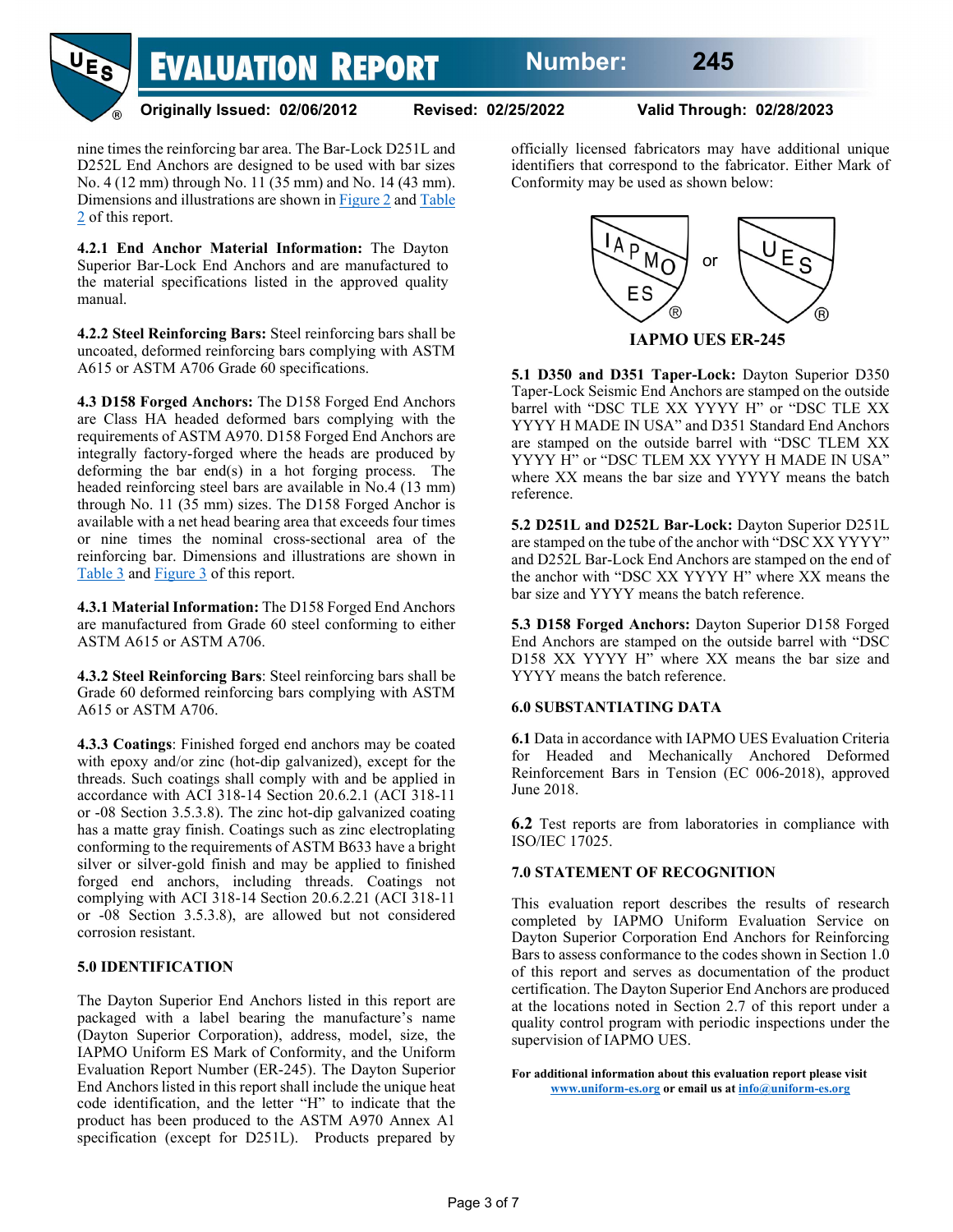nine times the reinforcing bar area. The Bar-Lock D251L and D252L End Anchors are designed to be used with bar sizes No. 4 (12 mm) through No. 11 (35 mm) and No. 14 (43 mm). Dimensions and illustrations are shown in Figure 2 and Table 2 of this report.

**4.2.1 End Anchor Material Information:** The Dayton Superior Bar-Lock End Anchors and are manufactured to the material specifications listed in the approved quality manual.

**4.2.2 Steel Reinforcing Bars:** Steel reinforcing bars shall be uncoated, deformed reinforcing bars complying with ASTM A615 or ASTM A706 Grade 60 specifications.

**4.3 D158 Forged Anchors:** The D158 Forged End Anchors are Class HA headed deformed bars complying with the requirements of ASTM A970. D158 Forged End Anchors are integrally factory-forged where the heads are produced by deforming the bar end(s) in a hot forging process. The headed reinforcing steel bars are available in No.4 (13 mm) through No. 11 (35 mm) sizes. The D158 Forged Anchor is available with a net head bearing area that exceeds four times or nine times the nominal cross-sectional area of the reinforcing bar. Dimensions and illustrations are shown in Table 3 and Figure 3 of this report.

**4.3.1 Material Information:** The D158 Forged End Anchors are manufactured from Grade 60 steel conforming to either ASTM A615 or ASTM A706.

**4.3.2 Steel Reinforcing Bars**: Steel reinforcing bars shall be Grade 60 deformed reinforcing bars complying with ASTM A615 or ASTM A706.

**4.3.3 Coatings**: Finished forged end anchors may be coated with epoxy and/or zinc (hot-dip galvanized), except for the threads. Such coatings shall comply with and be applied in accordance with ACI 318-14 Section 20.6.2.1 (ACI 318-11 or -08 Section 3.5.3.8). The zinc hot-dip galvanized coating has a matte gray finish. Coatings such as zinc electroplating conforming to the requirements of ASTM B633 have a bright silver or silver-gold finish and may be applied to finished forged end anchors, including threads. Coatings not complying with ACI 318-14 Section 20.6.2.21 (ACI 318-11 or -08 Section 3.5.3.8), are allowed but not considered corrosion resistant.

## 5.0 IDENTIFICATION

The Dayton Superior End Anchors listed in this report are packaged with a label bearing the manufacturer's name (Dayton Superior Corporation), address, model, size, the IAPMO Uniform ES Mark of Conformity, and the Uniform Evaluation Report Number (ER-245). The Dayton Superior End Anchors listed in this report shall include the unique heat code identification, and the letter "H" to indicate that the product has been produced to the ASTM A970 Annex A1 specification (except for D251L). Products prepared by officially licensed fabricators may have additional unique identifiers that correspond to the fabricator. Either Mark of Conformity may be used as shown below:

IAPMO ES ® or UES ®

**IAPMO UES ER-245**

**5.1 D350 and D351 Taper-Lock:** Dayton Superior D350 Taper-Lock Seismic End Anchors are stamped on the outside barrel with "DSC TLE XX YYYY H" or "DSC TLE XX YYYY H MADE IN USA" and D351 Standard End Anchors are stamped on the outside barrel with "DSC TLEM XX YYYY H" or "DSC TLEM XX YYYY H MADE IN USA" where XX means the bar size and YYYY means the batch reference.

**5.2 D251L and D252L Bar-Lock:** Dayton Superior D251L are stamped on the tube of the anchor with "DSC XX YYYY" and D252L Bar-Lock End Anchors are stamped on the end of the anchor with "DSC XX YYYY H" where XX means the bar size and YYYY means the batch reference.

**5.3 D158 Forged Anchors:** Dayton Superior D158 Forged End Anchors are stamped on the outside barrel with "DSC D158 XX YYYY H" where XX means the bar size and YYYY means the batch reference.

## 6.0 SUBSTANTIATING DATA

**6.1** Data in accordance with IAPMO UES Evaluation Criteria for Headed and Mechanically Anchored Deformed Reinforcement Bars in Tension (EC 006-2018), approved June 2018.

**6.2** Test reports are from laboratories in compliance with ISO/IEC 17025.

## 7.0 STATEMENT OF RECOGNITION

This evaluation report describes the results of research completed by IAPMO Uniform Evaluation Service on Dayton Superior Corporation End Anchors for Reinforcing Bars to assess conformance to the codes shown in Section 1.0 of this report and serves as documentation of the product certification. The Dayton Superior End Anchors are produced at the locations noted in Section 2.7 of this report under a quality control program with periodic inspections under the supervision of IAPMO UES.

**For additional information about this evaluation report please visit www.uniform-es.org or email us at info@uniform-es.org**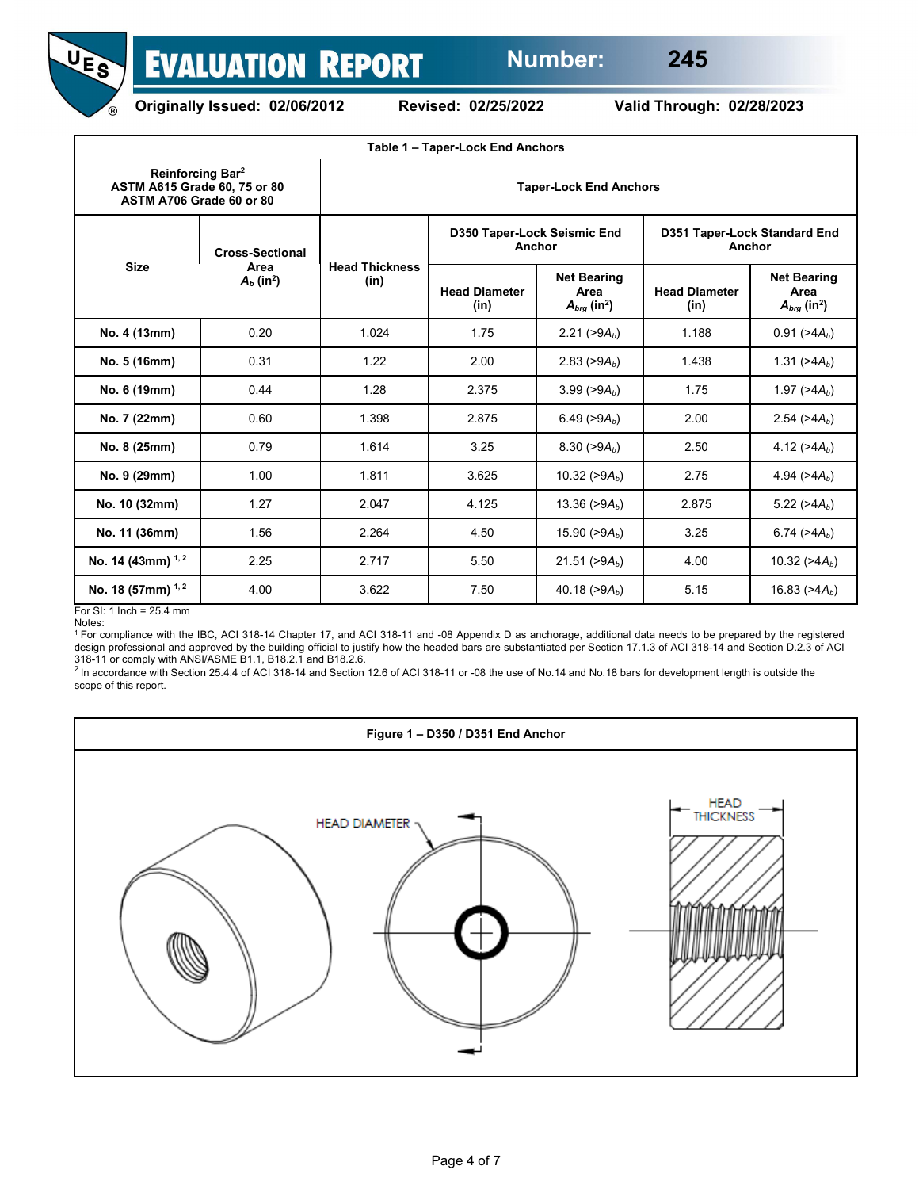# EVALUATION REPORT  Number: 245

**Originally Issued: 02/06/2012  Revised: 02/25/2022  Valid Through: 02/28/2023**

**Table 1 – Taper-Lock End Anchors**

| Reinforcing Bar[2] ASTM A615 Grade 60, 75 or 80 ASTM A706 Grade 60 or 80 | | Taper-Lock End Anchors | | | | |
|---|---|---|---|---|---|---|
| Size | Cross-Sectional Area $A_b$ (in$^2$) | Head Thickness (in) | D350 Taper-Lock Seismic End Anchor | | D351 Taper-Lock Standard End Anchor | |
| | | | Head Diameter (in) | Net Bearing Area $A_{brg}$ (in$^2$) | Head Diameter (in) | Net Bearing Area $A_{brg}$ (in$^2$) |
| No. 4 (13mm) | 0.20 | 1.024 | 1.75 | 2.21 (>9$A_b$) | 1.188 | 0.91 (>4$A_b$) |
| No. 5 (16mm) | 0.31 | 1.22 | 2.00 | 2.83 (>9$A_b$) | 1.438 | 1.31 (>4$A_b$) |
| No. 6 (19mm) | 0.44 | 1.28 | 2.375 | 3.99 (>9$A_b$) | 1.75 | 1.97 (>4$A_b$) |
| No. 7 (22mm) | 0.60 | 1.398 | 2.875 | 6.49 (>9$A_b$) | 2.00 | 2.54 (>4$A_b$) |
| No. 8 (25mm) | 0.79 | 1.614 | 3.25 | 8.30 (>9$A_b$) | 2.50 | 4.12 (>4$A_b$) |
| No. 9 (29mm) | 1.00 | 1.811 | 3.625 | 10.32 (>9$A_b$) | 2.75 | 4.94 (>4$A_b$) |
| No. 10 (32mm) | 1.27 | 2.047 | 4.125 | 13.36 (>9$A_b$) | 2.875 | 5.22 (>4$A_b$) |
| No. 11 (36mm) | 1.56 | 2.264 | 4.50 | 15.90 (>9$A_b$) | 3.25 | 6.74 (>4$A_b$) |
| No. 14 (43mm) [1, 2] | 2.25 | 2.717 | 5.50 | 21.51 (>9$A_b$) | 4.00 | 10.32 (>4$A_b$) |
| No. 18 (57mm) [1, 2] | 4.00 | 3.622 | 7.50 | 40.18 (>9$A_b$) | 5.15 | 16.83 (>4$A_b$) |

For SI: 1 Inch = 25.4 mm

Notes:

[1] For compliance with the IBC, ACI 318-14 Chapter 17, and ACI 318-11 and -08 Appendix D as anchorage, additional data needs to be prepared by the registered design professional and approved by the building official to justify how the headed bars are substantiated per Section 17.1.3 of ACI 318-14 and Section D.2.3 of ACI 318-11 or comply with ANSI/ASME B1.1, B18.2.1 and B18.2.6.

[2] In accordance with Section 25.4.4 of ACI 318-14 and Section 12.6 of ACI 318-11 or -08 the use of No.14 and No.18 bars for development length is outside the scope of this report.

**Figure 1 – D350 / D351 End Anchor**

HEAD DIAMETER

HEAD THICKNESS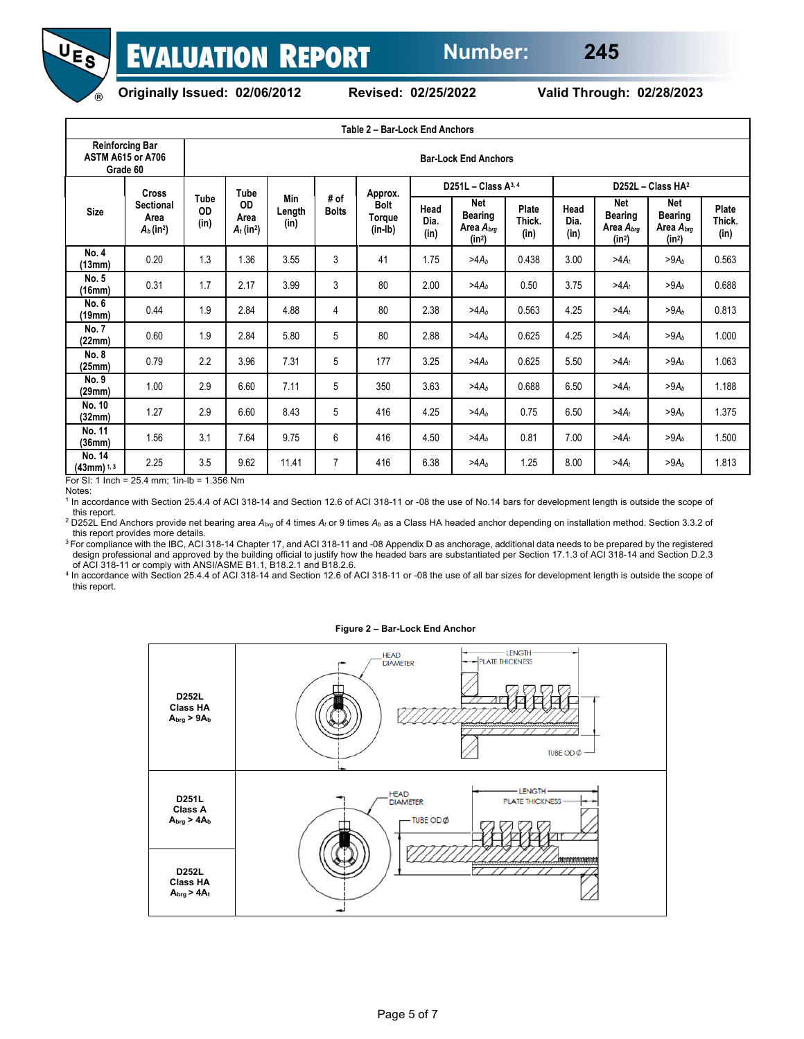**Table 2 – Bar-Lock End Anchors**

| Reinforcing Bar ASTM A615 or A706 Grade 60 | | Bar-Lock End Anchors | | | | | | | | | | | | |
|---|---|---|---|---|---|---|---|---|---|---|---|---|---|---|
| Size | Cross Sectional Area $A_b$ (in²) | Tube OD (in) | Tube OD Area $A_t$ (in²) | Min Length (in) | # of Bolts | Approx. Bolt Torque (in-lb) | D251L – Class A[3,4] | | | D252L – Class HA[2] | | | | |
| | | | | | | | Head Dia. (in) | Net Bearing Area $A_{brg}$ (in²) | Plate Thick. (in) | Head Dia. (in) | Net Bearing Area $A_{brg}$ (in²) | Net Bearing Area $A_{brg}$ (in²) | Plate Thick. (in) |
| No. 4 (13mm) | 0.20 | 1.3 | 1.36 | 3.55 | 3 | 41 | 1.75 | $>4A_b$ | 0.438 | 3.00 | $>4A_t$ | $>9A_b$ | 0.563 |
| No. 5 (16mm) | 0.31 | 1.7 | 2.17 | 3.99 | 3 | 80 | 2.00 | $>4A_b$ | 0.50 | 3.75 | $>4A_t$ | $>9A_b$ | 0.688 |
| No. 6 (19mm) | 0.44 | 1.9 | 2.84 | 4.88 | 4 | 80 | 2.38 | $>4A_b$ | 0.563 | 4.25 | $>4A_t$ | $>9A_b$ | 0.813 |
| No. 7 (22mm) | 0.60 | 1.9 | 2.84 | 5.80 | 5 | 80 | 2.88 | $>4A_b$ | 0.625 | 4.25 | $>4A_t$ | $>9A_b$ | 1.000 |
| No. 8 (25mm) | 0.79 | 2.2 | 3.96 | 7.31 | 5 | 177 | 3.25 | $>4A_b$ | 0.625 | 5.50 | $>4A_t$ | $>9A_b$ | 1.063 |
| No. 9 (29mm) | 1.00 | 2.9 | 6.60 | 7.11 | 5 | 350 | 3.63 | $>4A_b$ | 0.688 | 6.50 | $>4A_t$ | $>9A_b$ | 1.188 |
| No. 10 (32mm) | 1.27 | 2.9 | 6.60 | 8.43 | 5 | 416 | 4.25 | $>4A_b$ | 0.75 | 6.50 | $>4A_t$ | $>9A_b$ | 1.375 |
| No. 11 (36mm) | 1.56 | 3.1 | 7.64 | 9.75 | 6 | 416 | 4.50 | $>4A_b$ | 0.81 | 7.00 | $>4A_t$ | $>9A_b$ | 1.500 |
| No. 14 (43mm)[1,3] | 2.25 | 3.5 | 9.62 | 11.41 | 7 | 416 | 6.38 | $>4A_b$ | 1.25 | 8.00 | $>4A_t$ | $>9A_b$ | 1.813 |

For SI: 1 Inch = 25.4 mm; 1in-lb = 1.356 Nm

Notes:

[1] In accordance with Section 25.4.4 of ACI 318-14 and Section 12.6 of ACI 318-11 or -08 the use of No.14 bars for development length is outside the scope of this report.

[2] D252L End Anchors provide net bearing area $A_{brg}$ of 4 times $A_t$ or 9 times $A_b$ as a Class HA headed anchor depending on installation method. Section 3.3.2 of this report provides more details.

[3] For compliance with the IBC, ACI 318-14 Chapter 17, and ACI 318-11 and -08 Appendix D as anchorage, additional data needs to be prepared by the registered design professional and approved by the building official to justify how the headed bars are substantiated per Section 17.1.3 of ACI 318-14 and Section D.2.3 of ACI 318-11 or comply with ANSI/ASME B1.1, B18.2.1 and B18.2.6.

[4] In accordance with Section 25.4.4 of ACI 318-14 and Section 12.6 of ACI 318-11 or -08 the use of all bar sizes for development length is outside the scope of this report.

**Figure 2 – Bar-Lock End Anchor**

| | |
|---|---|
| D252L Class HA $A_{brg} > 9A_b$ | HEAD DIAMETER; LENGTH; PLATE THICKNESS; TUBE OD Ø |
| D251L Class A $A_{brg} > 4A_b$ | HEAD DIAMETER; TUBE OD Ø; LENGTH; PLATE THICKNESS |
| D252L Class HA $A_{brg} > 4A_t$ | |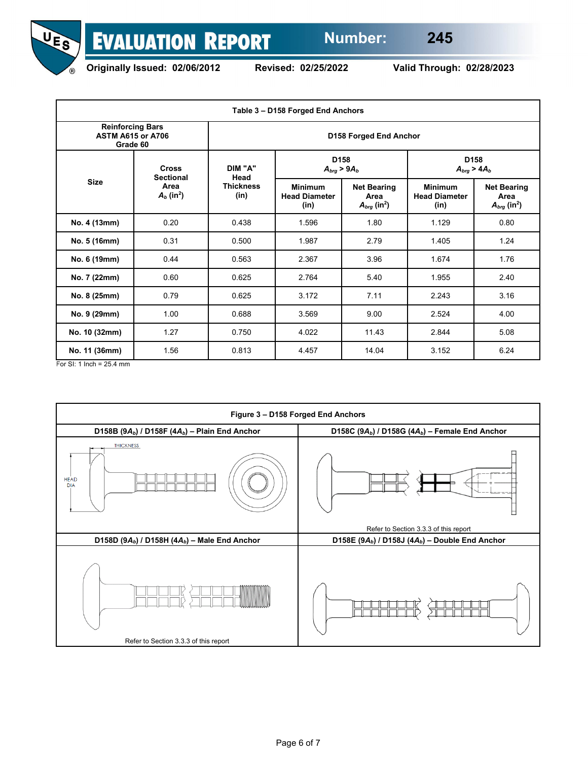**Table 3 – D158 Forged End Anchors**

| Reinforcing Bars ASTM A615 or A706 Grade 60 | | D158 Forged End Anchor | | | | |
|---|---|---|---|---|---|---|
| Size | Cross Sectional Area $A_b$ (in$^2$) | DIM "A" Head Thickness (in) | D158 $A_{brg} > 9A_b$ | | D158 $A_{brg} > 4A_b$ | |
| | | | Minimum Head Diameter (in) | Net Bearing Area $A_{brg}$ (in$^2$) | Minimum Head Diameter (in) | Net Bearing Area $A_{brg}$ (in$^2$) |
| No. 4 (13mm) | 0.20 | 0.438 | 1.596 | 1.80 | 1.129 | 0.80 |
| No. 5 (16mm) | 0.31 | 0.500 | 1.987 | 2.79 | 1.405 | 1.24 |
| No. 6 (19mm) | 0.44 | 0.563 | 2.367 | 3.96 | 1.674 | 1.76 |
| No. 7 (22mm) | 0.60 | 0.625 | 2.764 | 5.40 | 1.955 | 2.40 |
| No. 8 (25mm) | 0.79 | 0.625 | 3.172 | 7.11 | 2.243 | 3.16 |
| No. 9 (29mm) | 1.00 | 0.688 | 3.569 | 9.00 | 2.524 | 4.00 |
| No. 10 (32mm) | 1.27 | 0.750 | 4.022 | 11.43 | 2.844 | 5.08 |
| No. 11 (36mm) | 1.56 | 0.813 | 4.457 | 14.04 | 3.152 | 6.24 |

For SI: 1 Inch = 25.4 mm

**Figure 3 – D158 Forged End Anchors**

D158B ($9A_b$) / D158F ($4A_b$) – Plain End Anchor

D158C ($9A_b$) / D158G ($4A_b$) – Female End Anchor

Refer to Section 3.3.3 of this report

D158D ($9A_b$) / D158H ($4A_b$) – Male End Anchor

Refer to Section 3.3.3 of this report

D158E ($9A_b$) / D158J ($4A_b$) – Double End Anchor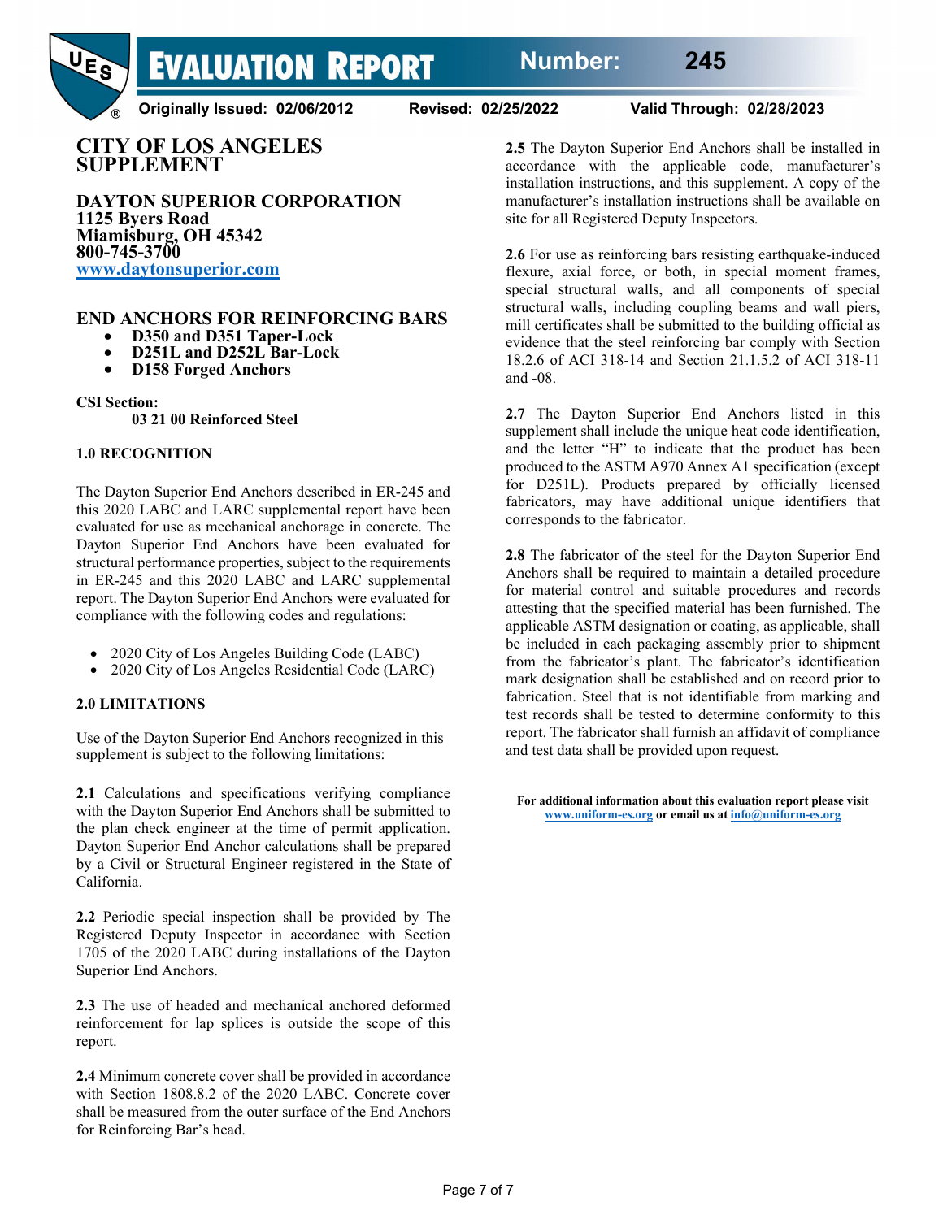# EVALUATION REPORT Number: 245

**Originally Issued: 02/06/2012 Revised: 02/25/2022 Valid Through: 02/28/2023**

## CITY OF LOS ANGELES SUPPLEMENT

**DAYTON SUPERIOR CORPORATION**
**1125 Byers Road**
**Miamisburg, OH 45342**
**800-745-3700**
**www.daytonsuperior.com**

## END ANCHORS FOR REINFORCING BARS

- **D350 and D351 Taper-Lock**
- **D251L and D252L Bar-Lock**
- **D158 Forged Anchors**

**CSI Section:**
**03 21 00 Reinforced Steel**

### 1.0 RECOGNITION

The Dayton Superior End Anchors described in ER-245 and this 2020 LABC and LARC supplemental report have been evaluated for use as mechanical anchorage in concrete. The Dayton Superior End Anchors have been evaluated for structural performance properties, subject to the requirements in ER-245 and this 2020 LABC and LARC supplemental report. The Dayton Superior End Anchors were evaluated for compliance with the following codes and regulations:

- 2020 City of Los Angeles Building Code (LABC)
- 2020 City of Los Angeles Residential Code (LARC)

### 2.0 LIMITATIONS

Use of the Dayton Superior End Anchors recognized in this supplement is subject to the following limitations:

**2.1** Calculations and specifications verifying compliance with the Dayton Superior End Anchors shall be submitted to the plan check engineer at the time of permit application. Dayton Superior End Anchor calculations shall be prepared by a Civil or Structural Engineer registered in the State of California.

**2.2** Periodic special inspection shall be provided by The Registered Deputy Inspector in accordance with Section 1705 of the 2020 LABC during installations of the Dayton Superior End Anchors.

**2.3** The use of headed and mechanical anchored deformed reinforcement for lap splices is outside the scope of this report.

**2.4** Minimum concrete cover shall be provided in accordance with Section 1808.8.2 of the 2020 LABC. Concrete cover shall be measured from the outer surface of the End Anchors for Reinforcing Bar's head.

**2.5** The Dayton Superior End Anchors shall be installed in accordance with the applicable code, manufacturer's installation instructions, and this supplement. A copy of the manufacturer's installation instructions shall be available on site for all Registered Deputy Inspectors.

**2.6** For use as reinforcing bars resisting earthquake-induced flexure, axial force, or both, in special moment frames, special structural walls, and all components of special structural walls, including coupling beams and wall piers, mill certificates shall be submitted to the building official as evidence that the steel reinforcing bar comply with Section 18.2.6 of ACI 318-14 and Section 21.1.5.2 of ACI 318-11 and -08.

**2.7** The Dayton Superior End Anchors listed in this supplement shall include the unique heat code identification, and the letter "H" to indicate that the product has been produced to the ASTM A970 Annex A1 specification (except for D251L). Products prepared by officially licensed fabricators, may have additional unique identifiers that corresponds to the fabricator.

**2.8** The fabricator of the steel for the Dayton Superior End Anchors shall be required to maintain a detailed procedure for material control and suitable procedures and records attesting that the specified material has been furnished. The applicable ASTM designation or coating, as applicable, shall be included in each packaging assembly prior to shipment from the fabricator's plant. The fabricator's identification mark designation shall be established and on record prior to fabrication. Steel that is not identifiable from marking and test records shall be tested to determine conformity to this report. The fabricator shall furnish an affidavit of compliance and test data shall be provided upon request.

**For additional information about this evaluation report please visit www.uniform-es.org or email us at info@uniform-es.org**